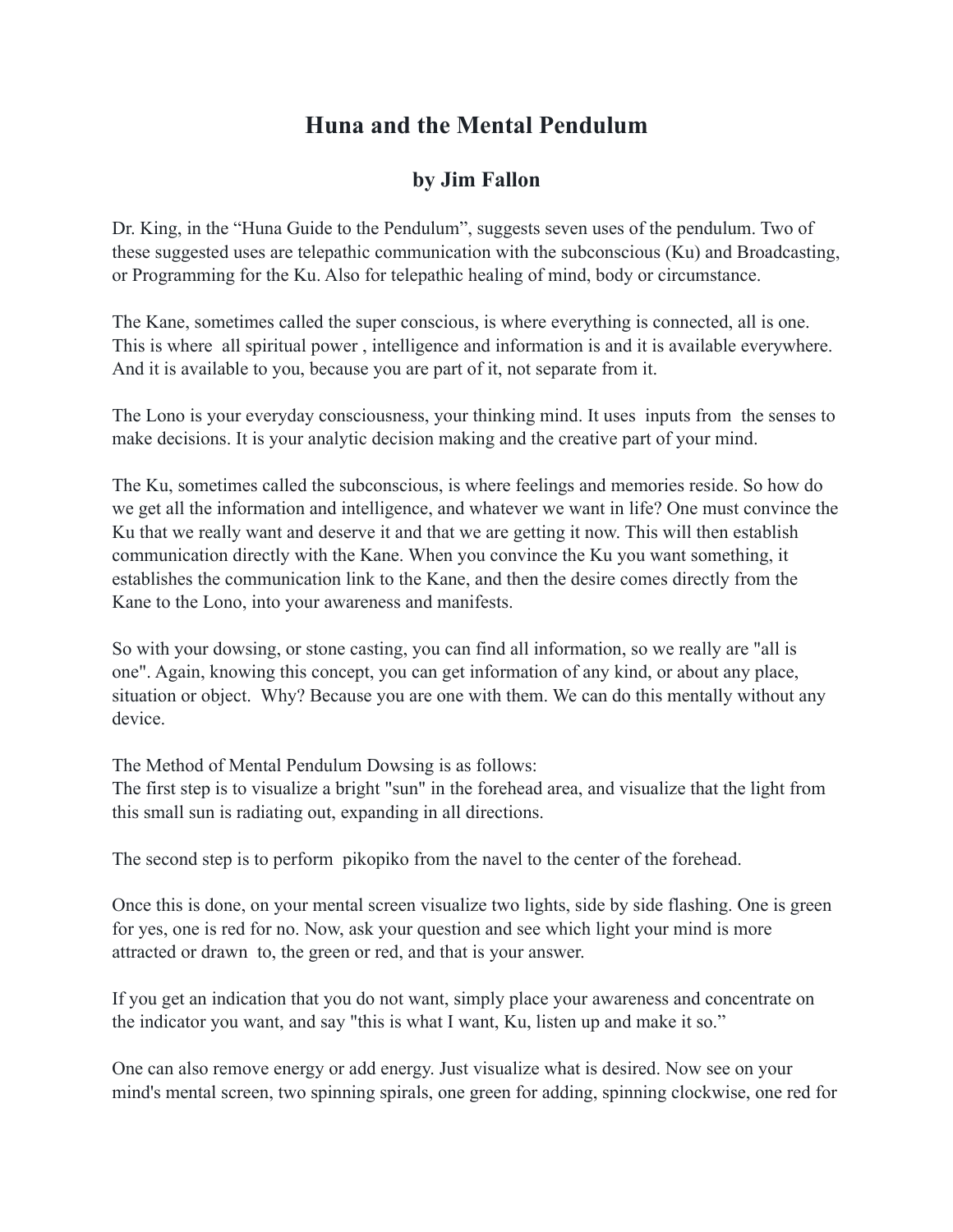# Huna and the Mental Pendulum

## by Jim Fallon

Dr. King, in the "Huna Guide to the Pendulum", suggests seven uses of the pendulum. Two of these suggested uses are telepathic communication with the subconscious (Ku) and Broadcasting, or Programming for the Ku. Also for telepathic healing of mind, body or circumstance.

The Kane, sometimes called the super conscious, is where everything is connected, all is one. This is where all spiritual power , intelligence and information is and it is available everywhere. And it is available to you, because you are part of it, not separate from it.

The Lono is your everyday consciousness, your thinking mind. It uses inputs from the senses to make decisions. It is your analytic decision making and the creative part of your mind.

The Ku, sometimes called the subconscious, is where feelings and memories reside. So how do we get all the information and intelligence, and whatever we want in life? One must convince the Ku that we really want and deserve it and that we are getting it now. This will then establish communication directly with the Kane. When you convince the Ku you want something, it establishes the communication link to the Kane, and then the desire comes directly from the Kane to the Lono, into your awareness and manifests.

So with your dowsing, or stone casting, you can find all information, so we really are "all is one". Again, knowing this concept, you can get information of any kind, or about any place, situation or object. Why? Because you are one with them. We can do this mentally without any device.

The Method of Mental Pendulum Dowsing is as follows:
The first step is to visualize a bright "sun" in the forehead area, and visualize that the light from this small sun is radiating out, expanding in all directions.

The second step is to perform pikopiko from the navel to the center of the forehead.

Once this is done, on your mental screen visualize two lights, side by side flashing. One is green for yes, one is red for no. Now, ask your question and see which light your mind is more attracted or drawn to, the green or red, and that is your answer.

If you get an indication that you do not want, simply place your awareness and concentrate on the indicator you want, and say "this is what I want, Ku, listen up and make it so."

One can also remove energy or add energy. Just visualize what is desired. Now see on your mind's mental screen, two spinning spirals, one green for adding, spinning clockwise, one red for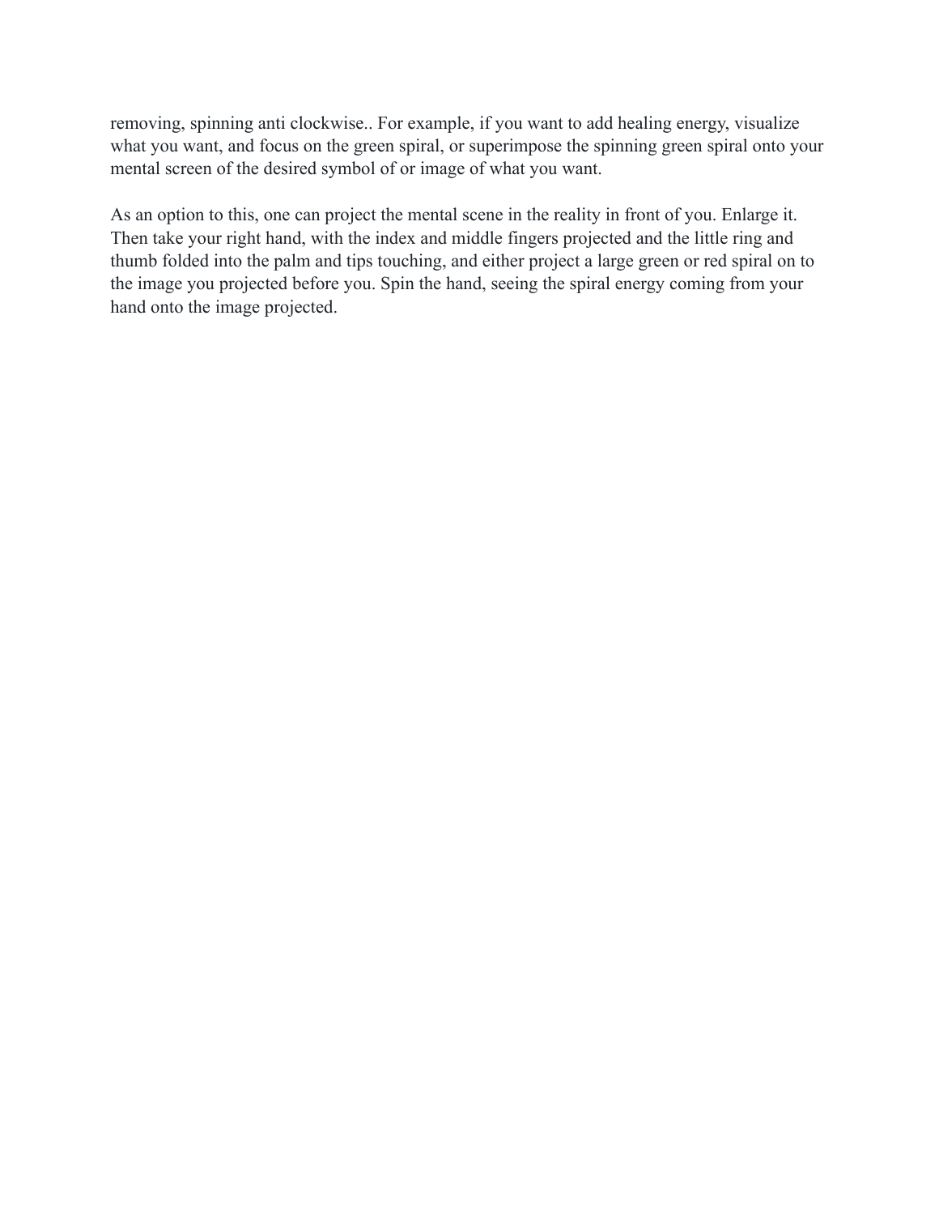removing, spinning anti clockwise.. For example, if you want to add healing energy, visualize what you want, and focus on the green spiral, or superimpose the spinning green spiral onto your mental screen of the desired symbol of or image of what you want.

As an option to this, one can project the mental scene in the reality in front of you. Enlarge it. Then take your right hand, with the index and middle fingers projected and the little ring and thumb folded into the palm and tips touching, and either project a large green or red spiral on to the image you projected before you. Spin the hand, seeing the spiral energy coming from your hand onto the image projected.